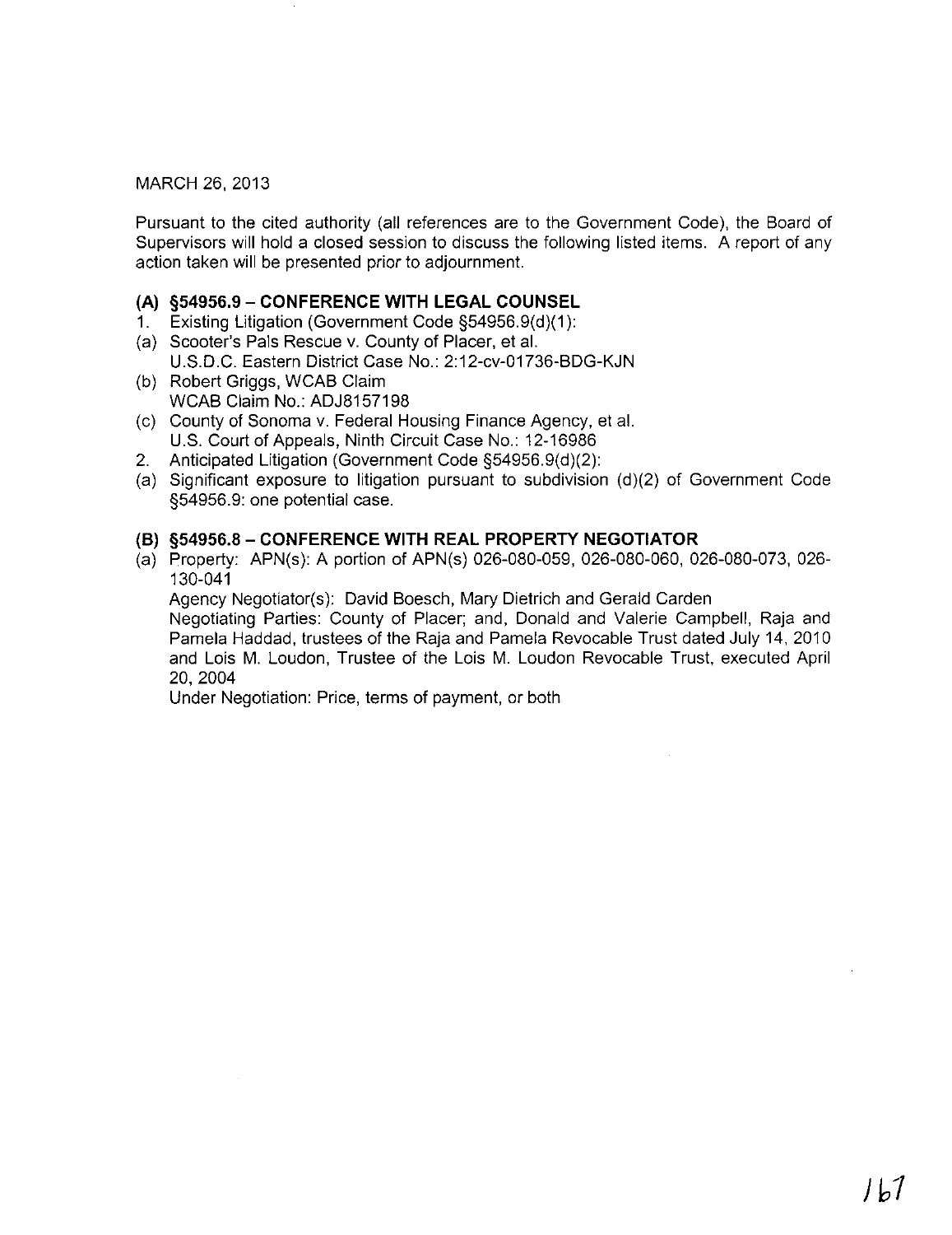MARCH 26, 2013

Pursuant to the cited authority (all references are to the Government Code), the Board of Supervisors will hold a closed session to discuss the following listed items. A report of any action taken will be presented prior to adjournment.

### (A) §54956.9 – CONFERENCE WITH LEGAL COUNSEL

1. Existing Litigation (Government Code §54956.9(d)(1):
(a) Scooter's Pals Rescue v. County of Placer, et al.
U.S.D.C. Eastern District Case No.: 2:12-cv-01736-BDG-KJN
(b) Robert Griggs, WCAB Claim
WCAB Claim No.: ADJ8157198
(c) County of Sonoma v. Federal Housing Finance Agency, et al.
U.S. Court of Appeals, Ninth Circuit Case No.: 12-16986
2. Anticipated Litigation (Government Code §54956.9(d)(2):
(a) Significant exposure to litigation pursuant to subdivision (d)(2) of Government Code §54956.9: one potential case.

### (B) §54956.8 – CONFERENCE WITH REAL PROPERTY NEGOTIATOR

(a) Property: APN(s): A portion of APN(s) 026-080-059, 026-080-060, 026-080-073, 026-130-041
Agency Negotiator(s): David Boesch, Mary Dietrich and Gerald Carden
Negotiating Parties: County of Placer; and, Donald and Valerie Campbell, Raja and Pamela Haddad, trustees of the Raja and Pamela Revocable Trust dated July 14, 2010 and Lois M. Loudon, Trustee of the Lois M. Loudon Revocable Trust, executed April 20, 2004
Under Negotiation: Price, terms of payment, or both